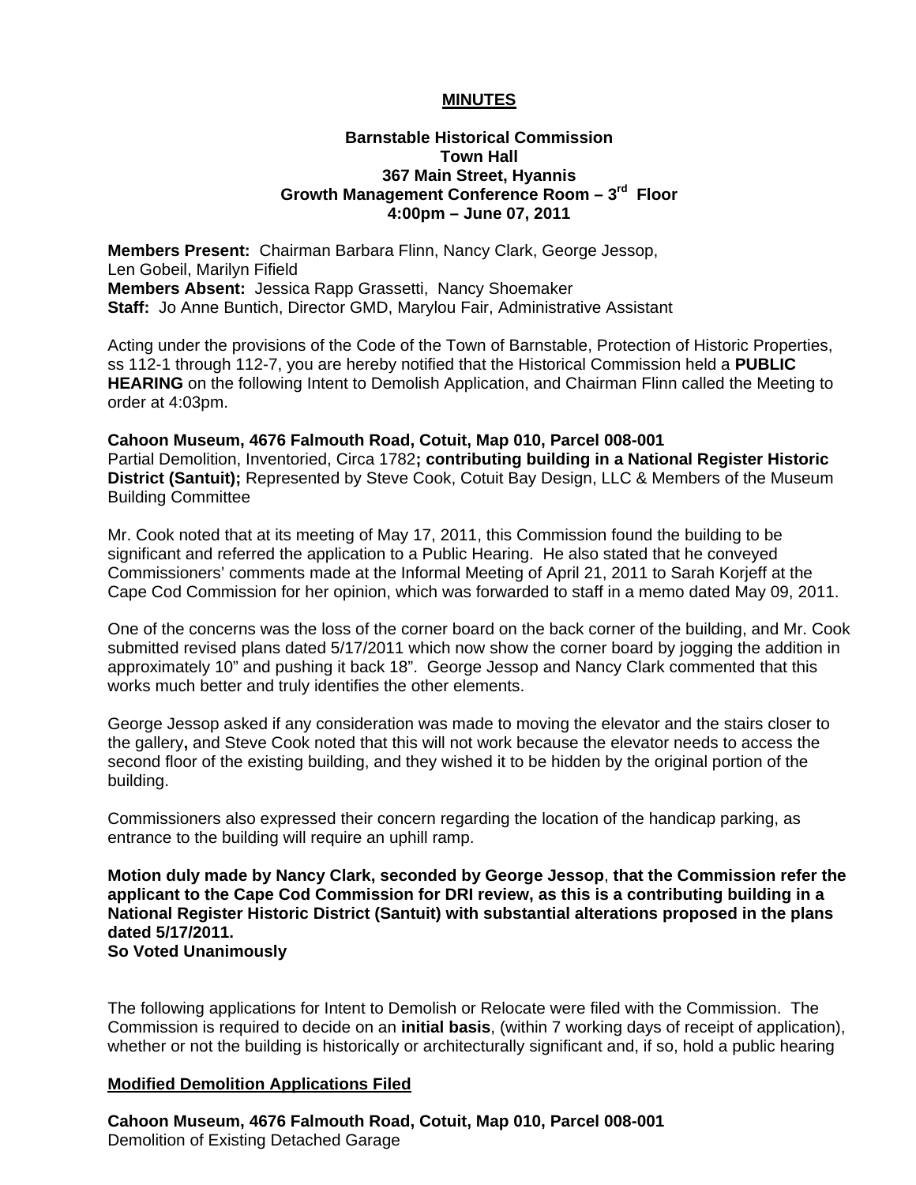# MINUTES

**Barnstable Historical Commission**
**Town Hall**
**367 Main Street, Hyannis**
**Growth Management Conference Room – 3rd Floor**
**4:00pm – June 07, 2011**

**Members Present:** Chairman Barbara Flinn, Nancy Clark, George Jessop, Len Gobeil, Marilyn Fifield
**Members Absent:** Jessica Rapp Grassetti, Nancy Shoemaker
**Staff:** Jo Anne Buntich, Director GMD, Marylou Fair, Administrative Assistant

Acting under the provisions of the Code of the Town of Barnstable, Protection of Historic Properties, ss 112-1 through 112-7, you are hereby notified that the Historical Commission held a **PUBLIC HEARING** on the following Intent to Demolish Application, and Chairman Flinn called the Meeting to order at 4:03pm.

**Cahoon Museum, 4676 Falmouth Road, Cotuit, Map 010, Parcel 008-001**
Partial Demolition, Inventoried, Circa 1782**; contributing building in a National Register Historic District (Santuit);** Represented by Steve Cook, Cotuit Bay Design, LLC & Members of the Museum Building Committee

Mr. Cook noted that at its meeting of May 17, 2011, this Commission found the building to be significant and referred the application to a Public Hearing. He also stated that he conveyed Commissioners' comments made at the Informal Meeting of April 21, 2011 to Sarah Korjeff at the Cape Cod Commission for her opinion, which was forwarded to staff in a memo dated May 09, 2011.

One of the concerns was the loss of the corner board on the back corner of the building, and Mr. Cook submitted revised plans dated 5/17/2011 which now show the corner board by jogging the addition in approximately 10" and pushing it back 18". George Jessop and Nancy Clark commented that this works much better and truly identifies the other elements.

George Jessop asked if any consideration was made to moving the elevator and the stairs closer to the gallery**,** and Steve Cook noted that this will not work because the elevator needs to access the second floor of the existing building, and they wished it to be hidden by the original portion of the building.

Commissioners also expressed their concern regarding the location of the handicap parking, as entrance to the building will require an uphill ramp.

**Motion duly made by Nancy Clark, seconded by George Jessop**, **that the Commission refer the applicant to the Cape Cod Commission for DRI review, as this is a contributing building in a National Register Historic District (Santuit) with substantial alterations proposed in the plans dated 5/17/2011.**
**So Voted Unanimously**

The following applications for Intent to Demolish or Relocate were filed with the Commission. The Commission is required to decide on an **initial basis**, (within 7 working days of receipt of application), whether or not the building is historically or architecturally significant and, if so, hold a public hearing

## Modified Demolition Applications Filed

**Cahoon Museum, 4676 Falmouth Road, Cotuit, Map 010, Parcel 008-001**
Demolition of Existing Detached Garage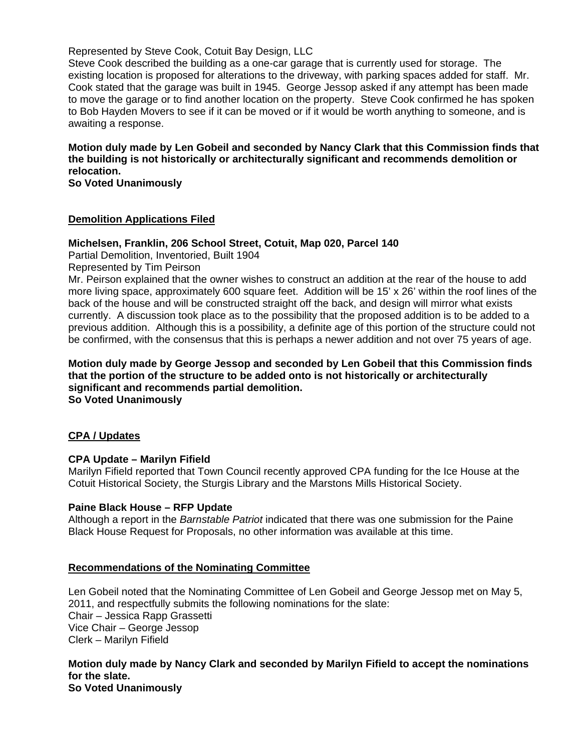Represented by Steve Cook, Cotuit Bay Design, LLC
Steve Cook described the building as a one-car garage that is currently used for storage. The existing location is proposed for alterations to the driveway, with parking spaces added for staff. Mr. Cook stated that the garage was built in 1945. George Jessop asked if any attempt has been made to move the garage or to find another location on the property. Steve Cook confirmed he has spoken to Bob Hayden Movers to see if it can be moved or if it would be worth anything to someone, and is awaiting a response.

**Motion duly made by Len Gobeil and seconded by Nancy Clark that this Commission finds that the building is not historically or architecturally significant and recommends demolition or relocation.**
**So Voted Unanimously**

## Demolition Applications Filed

**Michelsen, Franklin, 206 School Street, Cotuit, Map 020, Parcel 140**
Partial Demolition, Inventoried, Built 1904
Represented by Tim Peirson
Mr. Peirson explained that the owner wishes to construct an addition at the rear of the house to add more living space, approximately 600 square feet. Addition will be 15' x 26' within the roof lines of the back of the house and will be constructed straight off the back, and design will mirror what exists currently. A discussion took place as to the possibility that the proposed addition is to be added to a previous addition. Although this is a possibility, a definite age of this portion of the structure could not be confirmed, with the consensus that this is perhaps a newer addition and not over 75 years of age.

**Motion duly made by George Jessop and seconded by Len Gobeil that this Commission finds that the portion of the structure to be added onto is not historically or architecturally significant and recommends partial demolition.**
**So Voted Unanimously**

## CPA / Updates

**CPA Update – Marilyn Fifield**
Marilyn Fifield reported that Town Council recently approved CPA funding for the Ice House at the Cotuit Historical Society, the Sturgis Library and the Marstons Mills Historical Society.

**Paine Black House – RFP Update**
Although a report in the *Barnstable Patriot* indicated that there was one submission for the Paine Black House Request for Proposals, no other information was available at this time.

## Recommendations of the Nominating Committee

Len Gobeil noted that the Nominating Committee of Len Gobeil and George Jessop met on May 5, 2011, and respectfully submits the following nominations for the slate:
Chair – Jessica Rapp Grassetti
Vice Chair – George Jessop
Clerk – Marilyn Fifield

**Motion duly made by Nancy Clark and seconded by Marilyn Fifield to accept the nominations for the slate.**
**So Voted Unanimously**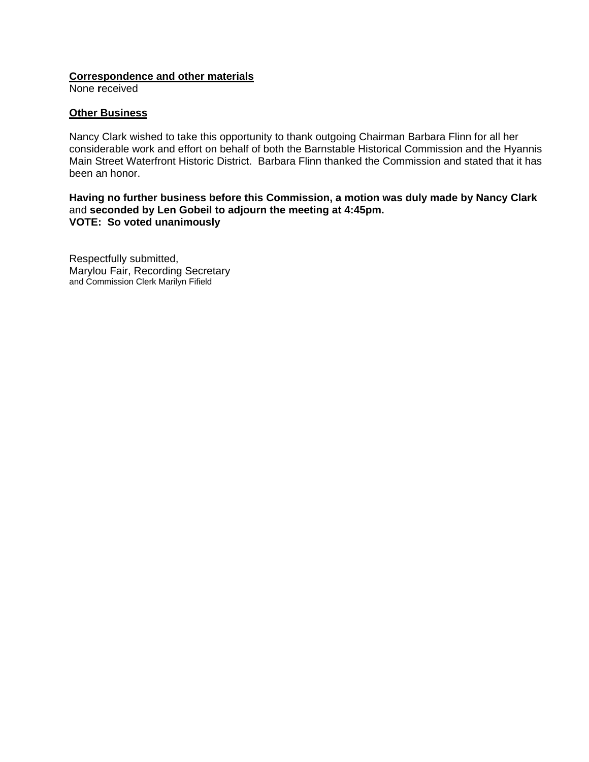**Correspondence and other materials**
None **r**eceived

**Other Business**

Nancy Clark wished to take this opportunity to thank outgoing Chairman Barbara Flinn for all her considerable work and effort on behalf of both the Barnstable Historical Commission and the Hyannis Main Street Waterfront Historic District. Barbara Flinn thanked the Commission and stated that it has been an honor.

**Having no further business before this Commission, a motion was duly made by Nancy Clark** and **seconded by Len Gobeil to adjourn the meeting at 4:45pm.**
**VOTE: So voted unanimously**

Respectfully submitted,
Marylou Fair, Recording Secretary
and Commission Clerk Marilyn Fifield